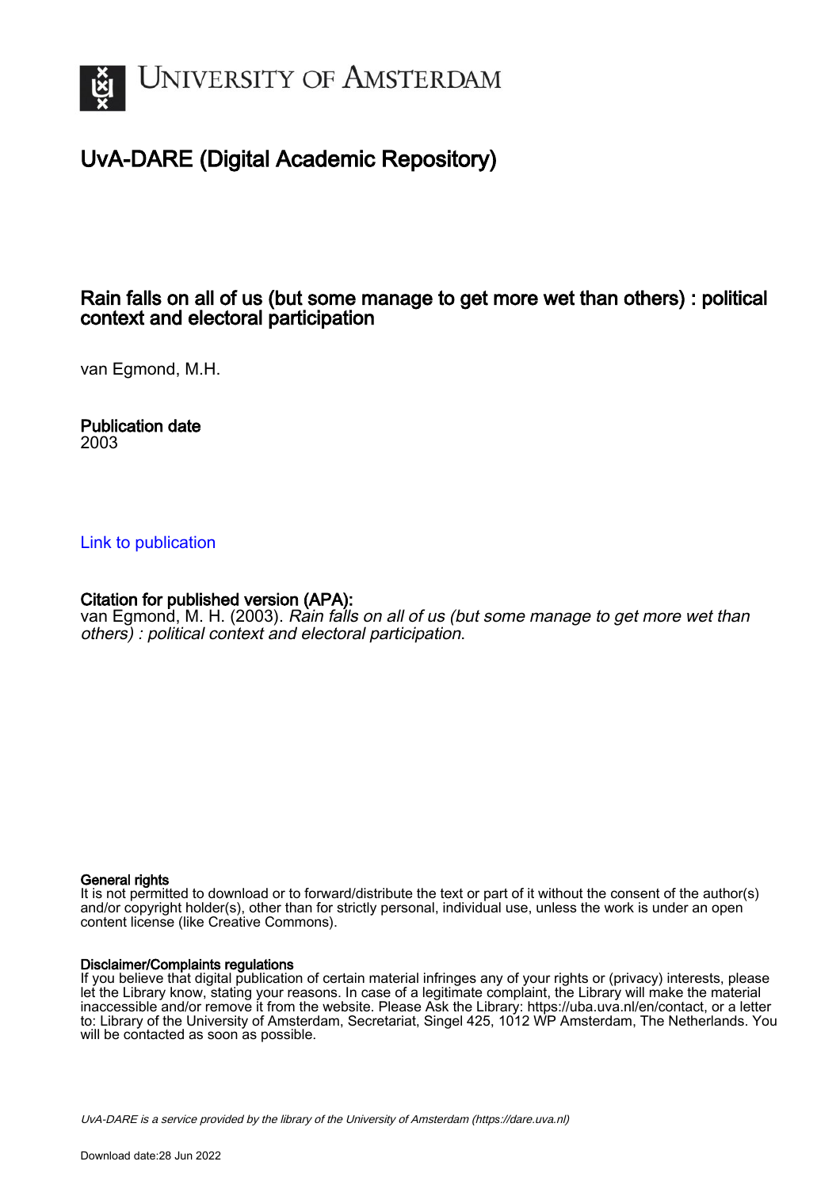# UvA-DARE (Digital Academic Repository)

## Rain falls on all of us (but some manage to get more wet than others) : political context and electoral participation

van Egmond, M.H.

**Publication date**
2003

Link to publication

**Citation for published version (APA):**
van Egmond, M. H. (2003). *Rain falls on all of us (but some manage to get more wet than others) : political context and electoral participation*.

**General rights**
It is not permitted to download or to forward/distribute the text or part of it without the consent of the author(s) and/or copyright holder(s), other than for strictly personal, individual use, unless the work is under an open content license (like Creative Commons).

**Disclaimer/Complaints regulations**
If you believe that digital publication of certain material infringes any of your rights or (privacy) interests, please let the Library know, stating your reasons. In case of a legitimate complaint, the Library will make the material inaccessible and/or remove it from the website. Please Ask the Library: https://uba.uva.nl/en/contact, or a letter to: Library of the University of Amsterdam, Secretariat, Singel 425, 1012 WP Amsterdam, The Netherlands. You will be contacted as soon as possible.

UvA-DARE is a service provided by the library of the University of Amsterdam (https://dare.uva.nl)

Download date:28 Jun 2022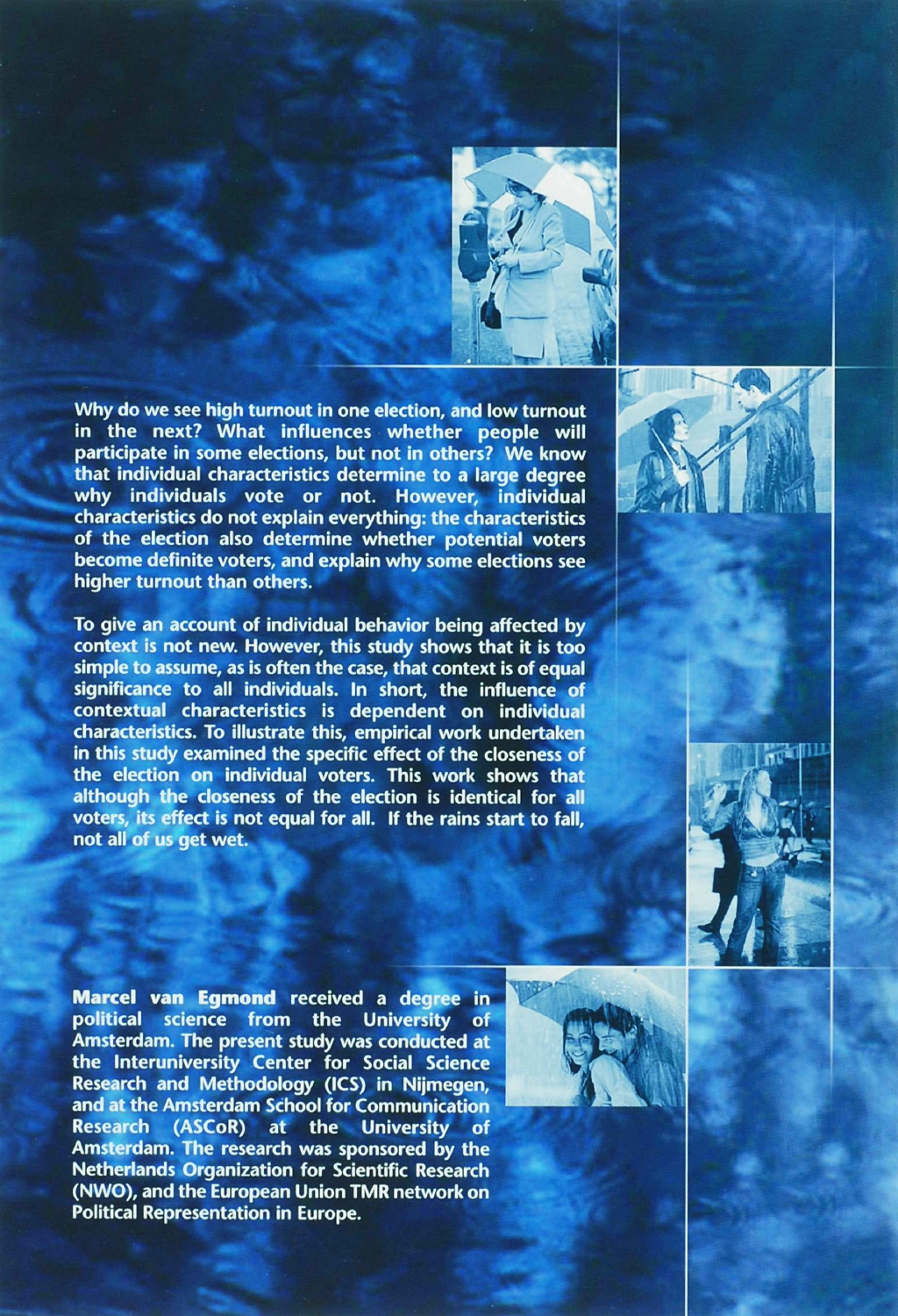Why do we see high turnout in one election, and low turnout in the next? What influences whether people will participate in some elections, but not in others? We know that individual characteristics determine to a large degree why individuals vote or not. However, individual characteristics do not explain everything: the characteristics of the election also determine whether potential voters become definite voters, and explain why some elections see higher turnout than others.

To give an account of individual behavior being affected by context is not new. However, this study shows that it is too simple to assume, as is often the case, that context is of equal significance to all individuals. In short, the influence of contextual characteristics is dependent on individual characteristics. To illustrate this, empirical work undertaken in this study examined the specific effect of the closeness of the election on individual voters. This work shows that although the closeness of the election is identical for all voters, its effect is not equal for all. If the rains start to fall, not all of us get wet.

**Marcel van Egmond** received a degree in political science from the University of Amsterdam. The present study was conducted at the Interuniversity Center for Social Science Research and Methodology (ICS) in Nijmegen, and at the Amsterdam School for Communication Research (ASCoR) at the University of Amsterdam. The research was sponsored by the Netherlands Organization for Scientific Research (NWO), and the European Union TMR network on Political Representation in Europe.